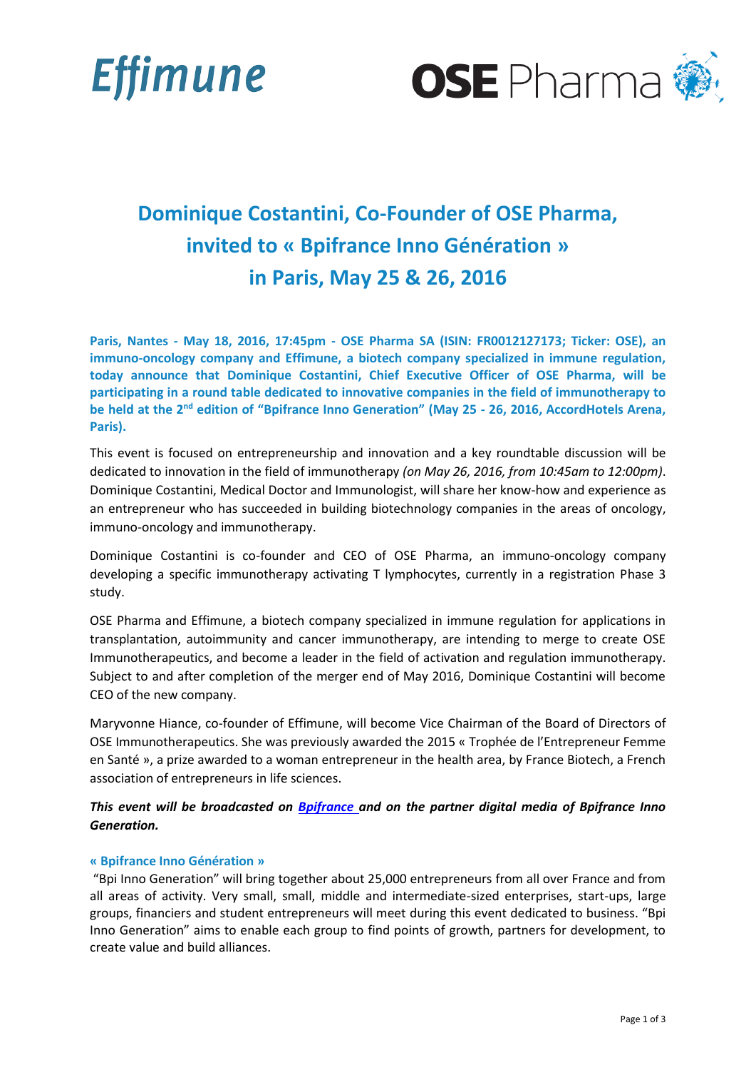Effimune

OSE Pharma

# Dominique Costantini, Co-Founder of OSE Pharma, invited to « Bpifrance Inno Génération » in Paris, May 25 & 26, 2016

**Paris, Nantes - May 18, 2016, 17:45pm - OSE Pharma SA (ISIN: FR0012127173; Ticker: OSE), an immuno-oncology company and Effimune, a biotech company specialized in immune regulation, today announce that Dominique Costantini, Chief Executive Officer of OSE Pharma, will be participating in a round table dedicated to innovative companies in the field of immunotherapy to be held at the 2nd edition of "Bpifrance Inno Generation" (May 25 - 26, 2016, AccordHotels Arena, Paris).**

This event is focused on entrepreneurship and innovation and a key roundtable discussion will be dedicated to innovation in the field of immunotherapy *(on May 26, 2016, from 10:45am to 12:00pm)*. Dominique Costantini, Medical Doctor and Immunologist, will share her know-how and experience as an entrepreneur who has succeeded in building biotechnology companies in the areas of oncology, immuno-oncology and immunotherapy.

Dominique Costantini is co-founder and CEO of OSE Pharma, an immuno-oncology company developing a specific immunotherapy activating T lymphocytes, currently in a registration Phase 3 study.

OSE Pharma and Effimune, a biotech company specialized in immune regulation for applications in transplantation, autoimmunity and cancer immunotherapy, are intending to merge to create OSE Immunotherapeutics, and become a leader in the field of activation and regulation immunotherapy. Subject to and after completion of the merger end of May 2016, Dominique Costantini will become CEO of the new company.

Maryvonne Hiance, co-founder of Effimune, will become Vice Chairman of the Board of Directors of OSE Immunotherapeutics. She was previously awarded the 2015 « Trophée de l'Entrepreneur Femme en Santé », a prize awarded to a woman entrepreneur in the health area, by France Biotech, a French association of entrepreneurs in life sciences.

***This event will be broadcasted on Bpifrance and on the partner digital media of Bpifrance Inno Generation.***

### « Bpifrance Inno Génération »

"Bpi Inno Generation" will bring together about 25,000 entrepreneurs from all over France and from all areas of activity. Very small, small, middle and intermediate-sized enterprises, start-ups, large groups, financiers and student entrepreneurs will meet during this event dedicated to business. "Bpi Inno Generation" aims to enable each group to find points of growth, partners for development, to create value and build alliances.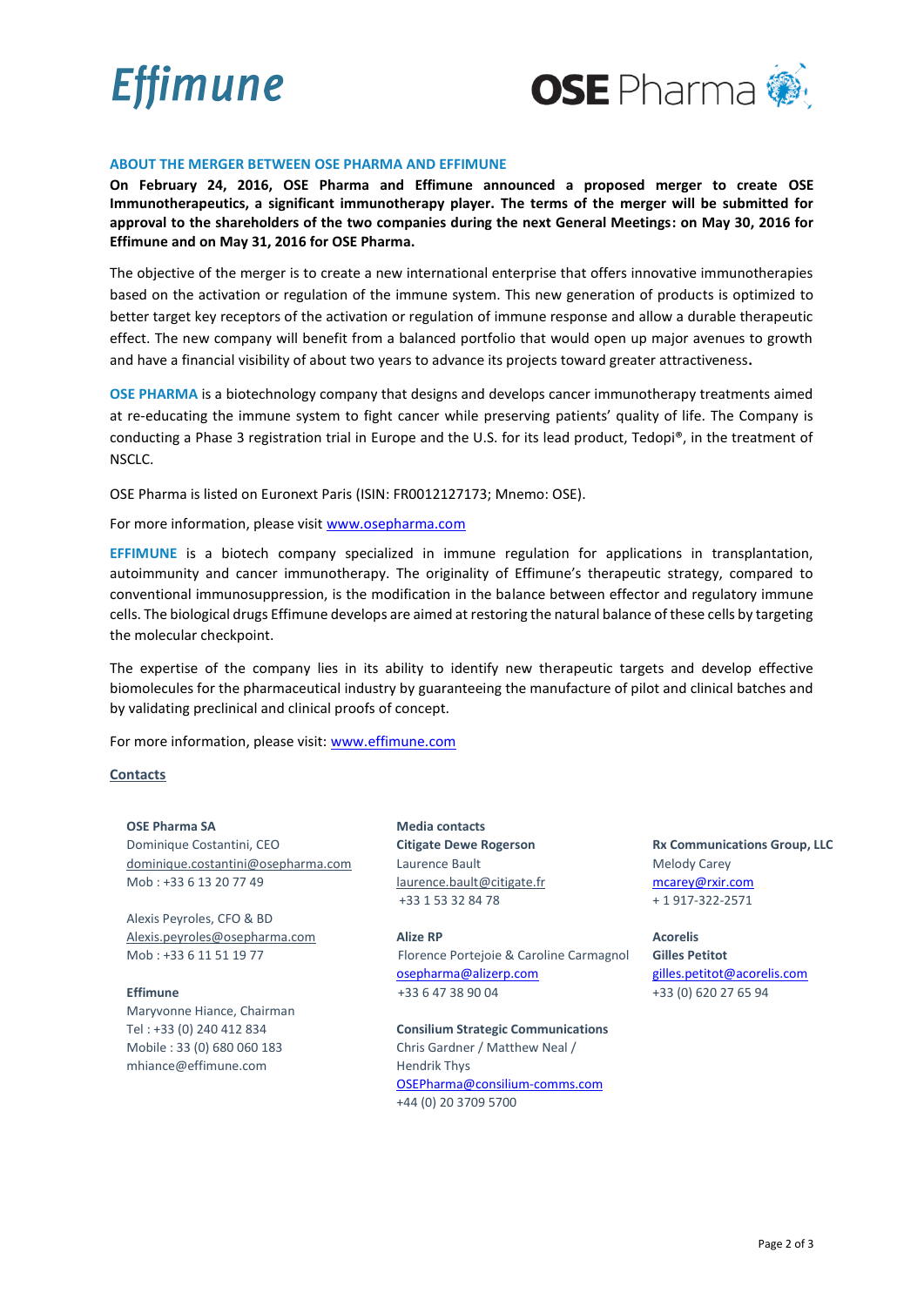Effimune

OSE Pharma

## ABOUT THE MERGER BETWEEN OSE PHARMA AND EFFIMUNE

**On February 24, 2016, OSE Pharma and Effimune announced a proposed merger to create OSE Immunotherapeutics, a significant immunotherapy player. The terms of the merger will be submitted for approval to the shareholders of the two companies during the next General Meetings: on May 30, 2016 for Effimune and on May 31, 2016 for OSE Pharma.**

The objective of the merger is to create a new international enterprise that offers innovative immunotherapies based on the activation or regulation of the immune system. This new generation of products is optimized to better target key receptors of the activation or regulation of immune response and allow a durable therapeutic effect. The new company will benefit from a balanced portfolio that would open up major avenues to growth and have a financial visibility of about two years to advance its projects toward greater attractiveness**.**

**OSE PHARMA** is a biotechnology company that designs and develops cancer immunotherapy treatments aimed at re-educating the immune system to fight cancer while preserving patients' quality of life. The Company is conducting a Phase 3 registration trial in Europe and the U.S. for its lead product, Tedopi®, in the treatment of NSCLC.

OSE Pharma is listed on Euronext Paris (ISIN: FR0012127173; Mnemo: OSE).

For more information, please visit www.osepharma.com

**EFFIMUNE** is a biotech company specialized in immune regulation for applications in transplantation, autoimmunity and cancer immunotherapy. The originality of Effimune's therapeutic strategy, compared to conventional immunosuppression, is the modification in the balance between effector and regulatory immune cells. The biological drugs Effimune develops are aimed at restoring the natural balance of these cells by targeting the molecular checkpoint.

The expertise of the company lies in its ability to identify new therapeutic targets and develop effective biomolecules for the pharmaceutical industry by guaranteeing the manufacture of pilot and clinical batches and by validating preclinical and clinical proofs of concept.

For more information, please visit: www.effimune.com

**Contacts**

**OSE Pharma SA**
Dominique Costantini, CEO
dominique.costantini@osepharma.com
Mob : +33 6 13 20 77 49

Alexis Peyroles, CFO & BD
Alexis.peyroles@osepharma.com
Mob : +33 6 11 51 19 77

**Effimune**
Maryvonne Hiance, Chairman
Tel : +33 (0) 240 412 834
Mobile : 33 (0) 680 060 183
mhiance@effimune.com

**Media contacts**

**Citigate Dewe Rogerson**
Laurence Bault
laurence.bault@citigate.fr
+33 1 53 32 84 78

**Alize RP**
Florence Portejoie & Caroline Carmagnol
osepharma@alizerp.com
+33 6 47 38 90 04

**Consilium Strategic Communications**
Chris Gardner / Matthew Neal / Hendrik Thys
OSEPharma@consilium-comms.com
+44 (0) 20 3709 5700

**Rx Communications Group, LLC**
Melody Carey
mcarey@rxir.com
+ 1 917-322-2571

**Acorelis**
**Gilles Petitot**
gilles.petitot@acorelis.com
+33 (0) 620 27 65 94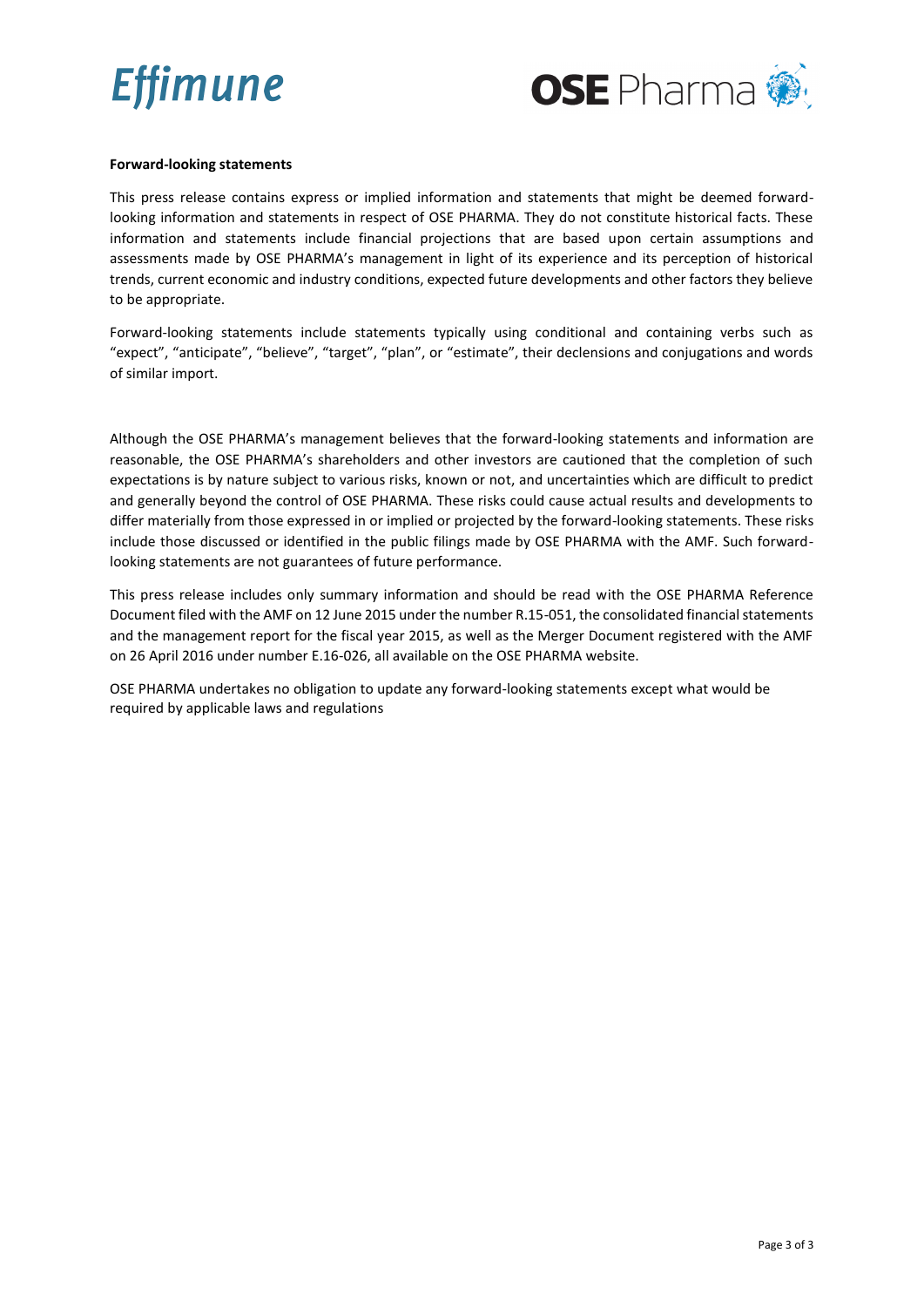**Forward-looking statements**

This press release contains express or implied information and statements that might be deemed forward-looking information and statements in respect of OSE PHARMA. They do not constitute historical facts. These information and statements include financial projections that are based upon certain assumptions and assessments made by OSE PHARMA's management in light of its experience and its perception of historical trends, current economic and industry conditions, expected future developments and other factors they believe to be appropriate.

Forward-looking statements include statements typically using conditional and containing verbs such as "expect", "anticipate", "believe", "target", "plan", or "estimate", their declensions and conjugations and words of similar import.

Although the OSE PHARMA's management believes that the forward-looking statements and information are reasonable, the OSE PHARMA's shareholders and other investors are cautioned that the completion of such expectations is by nature subject to various risks, known or not, and uncertainties which are difficult to predict and generally beyond the control of OSE PHARMA. These risks could cause actual results and developments to differ materially from those expressed in or implied or projected by the forward-looking statements. These risks include those discussed or identified in the public filings made by OSE PHARMA with the AMF. Such forward-looking statements are not guarantees of future performance.

This press release includes only summary information and should be read with the OSE PHARMA Reference Document filed with the AMF on 12 June 2015 under the number R.15-051, the consolidated financial statements and the management report for the fiscal year 2015, as well as the Merger Document registered with the AMF on 26 April 2016 under number E.16-026, all available on the OSE PHARMA website.

OSE PHARMA undertakes no obligation to update any forward-looking statements except what would be required by applicable laws and regulations